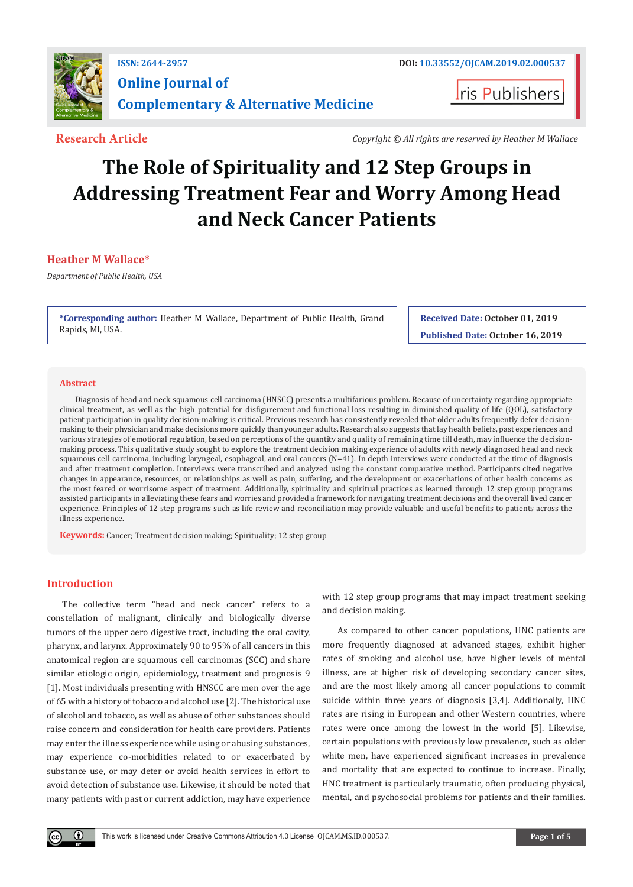ISSN: 2644-2957

DOI: 10.33552/OJCAM.2019.02.000537

**Online Journal of Complementary & Alternative Medicine**

Iris Publishers

**Research Article**

*Copyright © All rights are reserved by Heather M Wallace*

# The Role of Spirituality and 12 Step Groups in Addressing Treatment Fear and Worry Among Head and Neck Cancer Patients

**Heather M Wallace***

*Department of Public Health, USA*

**\*Corresponding author:** Heather M Wallace, Department of Public Health, Grand Rapids, MI, USA.

**Received Date:** October 01, 2019

**Published Date:** October 16, 2019

## Abstract

Diagnosis of head and neck squamous cell carcinoma (HNSCC) presents a multifarious problem. Because of uncertainty regarding appropriate clinical treatment, as well as the high potential for disfigurement and functional loss resulting in diminished quality of life (QOL), satisfactory patient participation in quality decision-making is critical. Previous research has consistently revealed that older adults frequently defer decision-making to their physician and make decisions more quickly than younger adults. Research also suggests that lay health beliefs, past experiences and various strategies of emotional regulation, based on perceptions of the quantity and quality of remaining time till death, may influence the decision-making process. This qualitative study sought to explore the treatment decision making experience of adults with newly diagnosed head and neck squamous cell carcinoma, including laryngeal, esophageal, and oral cancers (N=41). In depth interviews were conducted at the time of diagnosis and after treatment completion. Interviews were transcribed and analyzed using the constant comparative method. Participants cited negative changes in appearance, resources, or relationships as well as pain, suffering, and the development or exacerbations of other health concerns as the most feared or worrisome aspect of treatment. Additionally, spirituality and spiritual practices as learned through 12 step group programs assisted participants in alleviating these fears and worries and provided a framework for navigating treatment decisions and the overall lived cancer experience. Principles of 12 step programs such as life review and reconciliation may provide valuable and useful benefits to patients across the illness experience.

**Keywords:** Cancer; Treatment decision making; Spirituality; 12 step group

## Introduction

The collective term "head and neck cancer" refers to a constellation of malignant, clinically and biologically diverse tumors of the upper aero digestive tract, including the oral cavity, pharynx, and larynx. Approximately 90 to 95% of all cancers in this anatomical region are squamous cell carcinomas (SCC) and share similar etiologic origin, epidemiology, treatment and prognosis 9 [1]. Most individuals presenting with HNSCC are men over the age of 65 with a history of tobacco and alcohol use [2]. The historical use of alcohol and tobacco, as well as abuse of other substances should raise concern and consideration for health care providers. Patients may enter the illness experience while using or abusing substances, may experience co-morbidities related to or exacerbated by substance use, or may deter or avoid health services in effort to avoid detection of substance use. Likewise, it should be noted that many patients with past or current addiction, may have experience with 12 step group programs that may impact treatment seeking and decision making.

As compared to other cancer populations, HNC patients are more frequently diagnosed at advanced stages, exhibit higher rates of smoking and alcohol use, have higher levels of mental illness, are at higher risk of developing secondary cancer sites, and are the most likely among all cancer populations to commit suicide within three years of diagnosis [3,4]. Additionally, HNC rates are rising in European and other Western countries, where rates were once among the lowest in the world [5]. Likewise, certain populations with previously low prevalence, such as older white men, have experienced significant increases in prevalence and mortality that are expected to continue to increase. Finally, HNC treatment is particularly traumatic, often producing physical, mental, and psychosocial problems for patients and their families.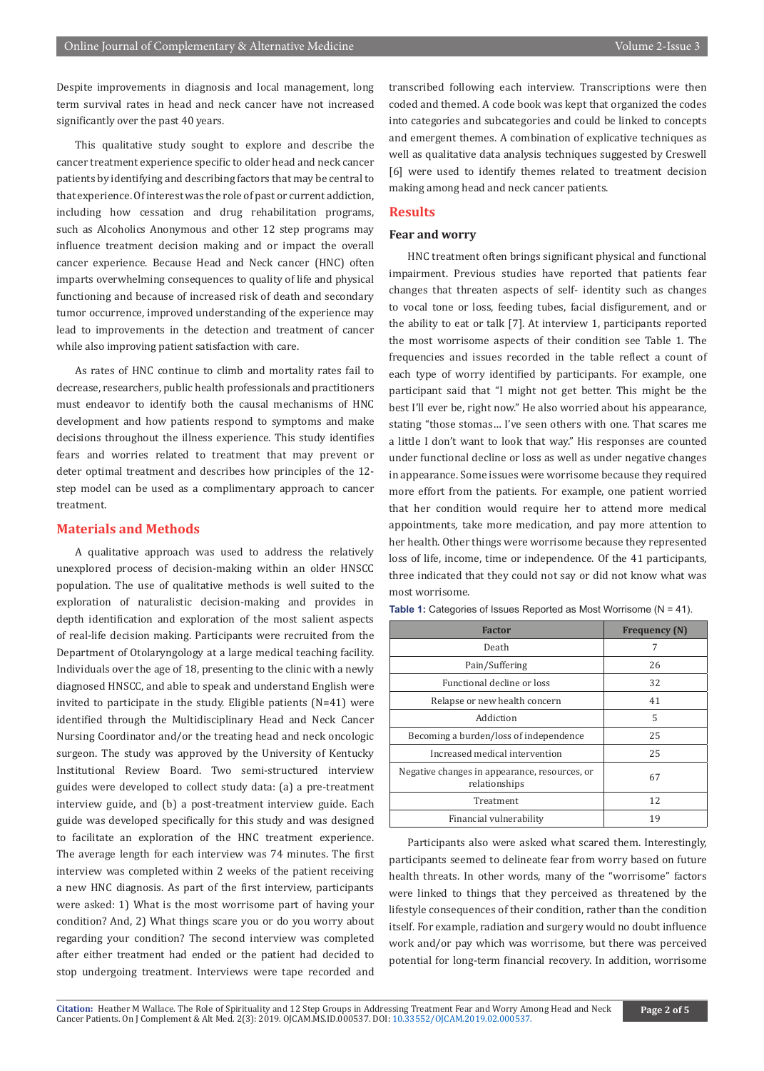Despite improvements in diagnosis and local management, long term survival rates in head and neck cancer have not increased significantly over the past 40 years.

This qualitative study sought to explore and describe the cancer treatment experience specific to older head and neck cancer patients by identifying and describing factors that may be central to that experience. Of interest was the role of past or current addiction, including how cessation and drug rehabilitation programs, such as Alcoholics Anonymous and other 12 step programs may influence treatment decision making and or impact the overall cancer experience. Because Head and Neck cancer (HNC) often imparts overwhelming consequences to quality of life and physical functioning and because of increased risk of death and secondary tumor occurrence, improved understanding of the experience may lead to improvements in the detection and treatment of cancer while also improving patient satisfaction with care.

As rates of HNC continue to climb and mortality rates fail to decrease, researchers, public health professionals and practitioners must endeavor to identify both the causal mechanisms of HNC development and how patients respond to symptoms and make decisions throughout the illness experience. This study identifies fears and worries related to treatment that may prevent or deter optimal treatment and describes how principles of the 12-step model can be used as a complimentary approach to cancer treatment.

## Materials and Methods

A qualitative approach was used to address the relatively unexplored process of decision-making within an older HNSCC population. The use of qualitative methods is well suited to the exploration of naturalistic decision-making and provides in depth identification and exploration of the most salient aspects of real-life decision making. Participants were recruited from the Department of Otolaryngology at a large medical teaching facility. Individuals over the age of 18, presenting to the clinic with a newly diagnosed HNSCC, and able to speak and understand English were invited to participate in the study. Eligible patients (N=41) were identified through the Multidisciplinary Head and Neck Cancer Nursing Coordinator and/or the treating head and neck oncologic surgeon. The study was approved by the University of Kentucky Institutional Review Board. Two semi-structured interview guides were developed to collect study data: (a) a pre-treatment interview guide, and (b) a post-treatment interview guide. Each guide was developed specifically for this study and was designed to facilitate an exploration of the HNC treatment experience. The average length for each interview was 74 minutes. The first interview was completed within 2 weeks of the patient receiving a new HNC diagnosis. As part of the first interview, participants were asked: 1) What is the most worrisome part of having your condition? And, 2) What things scare you or do you worry about regarding your condition? The second interview was completed after either treatment had ended or the patient had decided to stop undergoing treatment. Interviews were tape recorded and transcribed following each interview. Transcriptions were then coded and themed. A code book was kept that organized the codes into categories and subcategories and could be linked to concepts and emergent themes. A combination of explicative techniques as well as qualitative data analysis techniques suggested by Creswell [6] were used to identify themes related to treatment decision making among head and neck cancer patients.

## Results

### Fear and worry

HNC treatment often brings significant physical and functional impairment. Previous studies have reported that patients fear changes that threaten aspects of self- identity such as changes to vocal tone or loss, feeding tubes, facial disfigurement, and or the ability to eat or talk [7]. At interview 1, participants reported the most worrisome aspects of their condition see Table 1. The frequencies and issues recorded in the table reflect a count of each type of worry identified by participants. For example, one participant said that "I might not get better. This might be the best I'll ever be, right now." He also worried about his appearance, stating "those stomas… I've seen others with one. That scares me a little I don't want to look that way." His responses are counted under functional decline or loss as well as under negative changes in appearance. Some issues were worrisome because they required more effort from the patients. For example, one patient worried that her condition would require her to attend more medical appointments, take more medication, and pay more attention to her health. Other things were worrisome because they represented loss of life, income, time or independence. Of the 41 participants, three indicated that they could not say or did not know what was most worrisome.

**Table 1:** Categories of Issues Reported as Most Worrisome (N = 41).

| Factor | Frequency (N) |
|---|---|
| Death | 7 |
| Pain/Suffering | 26 |
| Functional decline or loss | 32 |
| Relapse or new health concern | 41 |
| Addiction | 5 |
| Becoming a burden/loss of independence | 25 |
| Increased medical intervention | 25 |
| Negative changes in appearance, resources, or relationships | 67 |
| Treatment | 12 |
| Financial vulnerability | 19 |

Participants also were asked what scared them. Interestingly, participants seemed to delineate fear from worry based on future health threats. In other words, many of the "worrisome" factors were linked to things that they perceived as threatened by the lifestyle consequences of their condition, rather than the condition itself. For example, radiation and surgery would no doubt influence work and/or pay which was worrisome, but there was perceived potential for long-term financial recovery. In addition, worrisome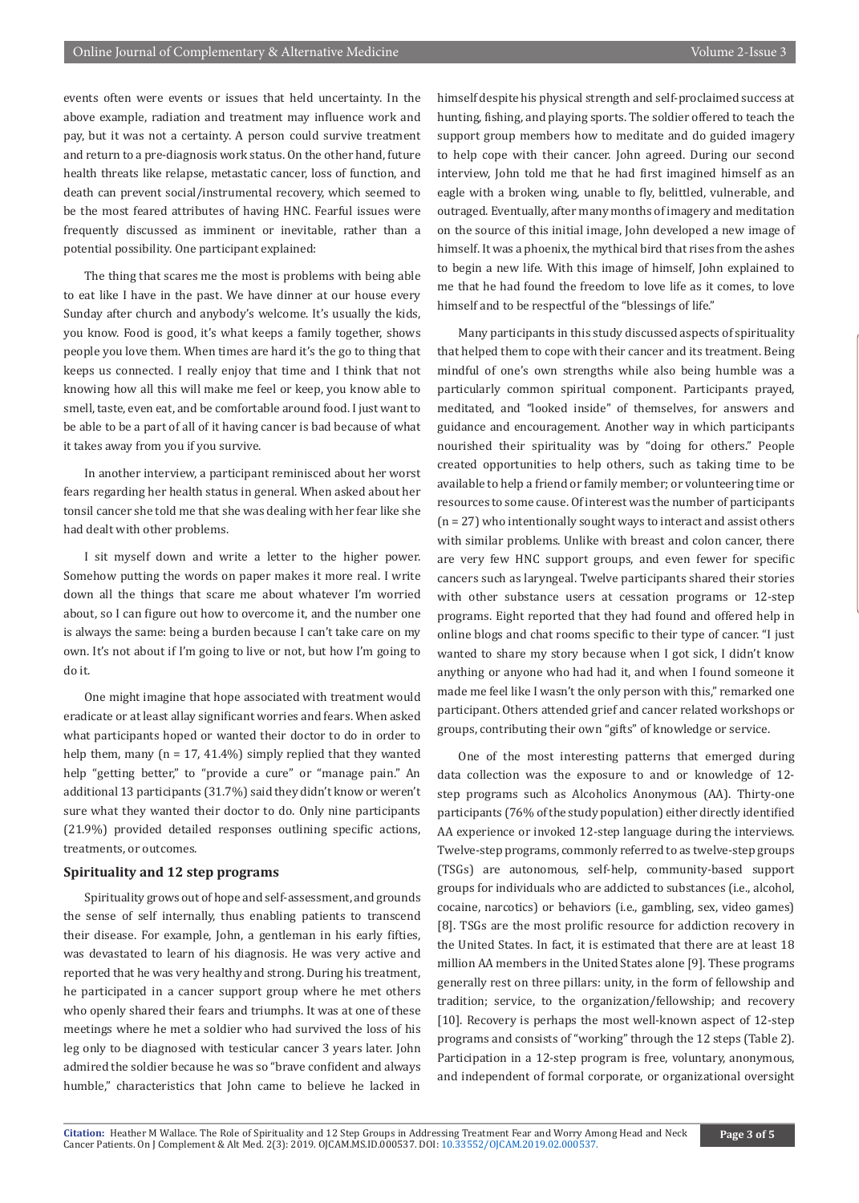events often were events or issues that held uncertainty. In the above example, radiation and treatment may influence work and pay, but it was not a certainty. A person could survive treatment and return to a pre-diagnosis work status. On the other hand, future health threats like relapse, metastatic cancer, loss of function, and death can prevent social/instrumental recovery, which seemed to be the most feared attributes of having HNC. Fearful issues were frequently discussed as imminent or inevitable, rather than a potential possibility. One participant explained:

The thing that scares me the most is problems with being able to eat like I have in the past. We have dinner at our house every Sunday after church and anybody's welcome. It's usually the kids, you know. Food is good, it's what keeps a family together, shows people you love them. When times are hard it's the go to thing that keeps us connected. I really enjoy that time and I think that not knowing how all this will make me feel or keep, you know able to smell, taste, even eat, and be comfortable around food. I just want to be able to be a part of all of it having cancer is bad because of what it takes away from you if you survive.

In another interview, a participant reminisced about her worst fears regarding her health status in general. When asked about her tonsil cancer she told me that she was dealing with her fear like she had dealt with other problems.

I sit myself down and write a letter to the higher power. Somehow putting the words on paper makes it more real. I write down all the things that scare me about whatever I'm worried about, so I can figure out how to overcome it, and the number one is always the same: being a burden because I can't take care on my own. It's not about if I'm going to live or not, but how I'm going to do it.

One might imagine that hope associated with treatment would eradicate or at least allay significant worries and fears. When asked what participants hoped or wanted their doctor to do in order to help them, many (n = 17, 41.4%) simply replied that they wanted help "getting better," to "provide a cure" or "manage pain." An additional 13 participants (31.7%) said they didn't know or weren't sure what they wanted their doctor to do. Only nine participants (21.9%) provided detailed responses outlining specific actions, treatments, or outcomes.

### Spirituality and 12 step programs

Spirituality grows out of hope and self-assessment, and grounds the sense of self internally, thus enabling patients to transcend their disease. For example, John, a gentleman in his early fifties, was devastated to learn of his diagnosis. He was very active and reported that he was very healthy and strong. During his treatment, he participated in a cancer support group where he met others who openly shared their fears and triumphs. It was at one of these meetings where he met a soldier who had survived the loss of his leg only to be diagnosed with testicular cancer 3 years later. John admired the soldier because he was so "brave confident and always humble," characteristics that John came to believe he lacked in himself despite his physical strength and self-proclaimed success at hunting, fishing, and playing sports. The soldier offered to teach the support group members how to meditate and do guided imagery to help cope with their cancer. John agreed. During our second interview, John told me that he had first imagined himself as an eagle with a broken wing, unable to fly, belittled, vulnerable, and outraged. Eventually, after many months of imagery and meditation on the source of this initial image, John developed a new image of himself. It was a phoenix, the mythical bird that rises from the ashes to begin a new life. With this image of himself, John explained to me that he had found the freedom to love life as it comes, to love himself and to be respectful of the "blessings of life."

Many participants in this study discussed aspects of spirituality that helped them to cope with their cancer and its treatment. Being mindful of one's own strengths while also being humble was a particularly common spiritual component. Participants prayed, meditated, and "looked inside" of themselves, for answers and guidance and encouragement. Another way in which participants nourished their spirituality was by "doing for others." People created opportunities to help others, such as taking time to be available to help a friend or family member; or volunteering time or resources to some cause. Of interest was the number of participants (n = 27) who intentionally sought ways to interact and assist others with similar problems. Unlike with breast and colon cancer, there are very few HNC support groups, and even fewer for specific cancers such as laryngeal. Twelve participants shared their stories with other substance users at cessation programs or 12-step programs. Eight reported that they had found and offered help in online blogs and chat rooms specific to their type of cancer. "I just wanted to share my story because when I got sick, I didn't know anything or anyone who had had it, and when I found someone it made me feel like I wasn't the only person with this," remarked one participant. Others attended grief and cancer related workshops or groups, contributing their own "gifts" of knowledge or service.

One of the most interesting patterns that emerged during data collection was the exposure to and or knowledge of 12-step programs such as Alcoholics Anonymous (AA). Thirty-one participants (76% of the study population) either directly identified AA experience or invoked 12-step language during the interviews. Twelve-step programs, commonly referred to as twelve-step groups (TSGs) are autonomous, self-help, community-based support groups for individuals who are addicted to substances (i.e., alcohol, cocaine, narcotics) or behaviors (i.e., gambling, sex, video games) [8]. TSGs are the most prolific resource for addiction recovery in the United States. In fact, it is estimated that there are at least 18 million AA members in the United States alone [9]. These programs generally rest on three pillars: unity, in the form of fellowship and tradition; service, to the organization/fellowship; and recovery [10]. Recovery is perhaps the most well-known aspect of 12-step programs and consists of "working" through the 12 steps (Table 2). Participation in a 12-step program is free, voluntary, anonymous, and independent of formal corporate, or organizational oversight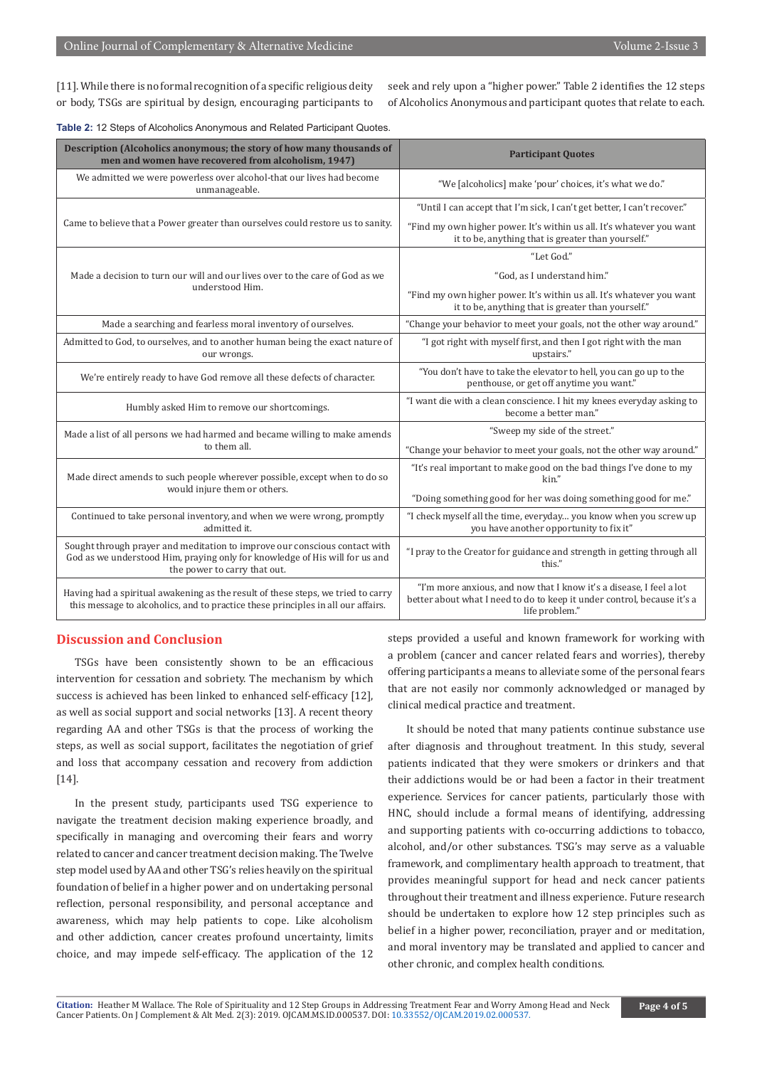[11]. While there is no formal recognition of a specific religious deity or body, TSGs are spiritual by design, encouraging participants to seek and rely upon a "higher power." Table 2 identifies the 12 steps of Alcoholics Anonymous and participant quotes that relate to each.

**Table 2:** 12 Steps of Alcoholics Anonymous and Related Participant Quotes.

| Description (Alcoholics anonymous; the story of how many thousands of men and women have recovered from alcoholism, 1947) | Participant Quotes |
|---|---|
| We admitted we were powerless over alcohol-that our lives had become unmanageable. | "We [alcoholics] make 'pour' choices, it's what we do." |
| Came to believe that a Power greater than ourselves could restore us to sanity. | "Until I can accept that I'm sick, I can't get better, I can't recover." "Find my own higher power. It's within us all. It's whatever you want it to be, anything that is greater than yourself." |
| Made a decision to turn our will and our lives over to the care of God as we understood Him. | "Let God." "God, as I understand him." "Find my own higher power. It's within us all. It's whatever you want it to be, anything that is greater than yourself." |
| Made a searching and fearless moral inventory of ourselves. | "Change your behavior to meet your goals, not the other way around." |
| Admitted to God, to ourselves, and to another human being the exact nature of our wrongs. | "I got right with myself first, and then I got right with the man upstairs." |
| We're entirely ready to have God remove all these defects of character. | "You don't have to take the elevator to hell, you can go up to the penthouse, or get off anytime you want." |
| Humbly asked Him to remove our shortcomings. | "I want die with a clean conscience. I hit my knees everyday asking to become a better man." |
| Made a list of all persons we had harmed and became willing to make amends to them all. | "Sweep my side of the street." "Change your behavior to meet your goals, not the other way around." |
| Made direct amends to such people wherever possible, except when to do so would injure them or others. | "It's real important to make good on the bad things I've done to my kin." "Doing something good for her was doing something good for me." |
| Continued to take personal inventory, and when we were wrong, promptly admitted it. | "I check myself all the time, everyday… you know when you screw up you have another opportunity to fix it" |
| Sought through prayer and meditation to improve our conscious contact with God as we understood Him, praying only for knowledge of His will for us and the power to carry that out. | "I pray to the Creator for guidance and strength in getting through all this." |
| Having had a spiritual awakening as the result of these steps, we tried to carry this message to alcoholics, and to practice these principles in all our affairs. | "I'm more anxious, and now that I know it's a disease, I feel a lot better about what I need to do to keep it under control, because it's a life problem." |

## Discussion and Conclusion

TSGs have been consistently shown to be an efficacious intervention for cessation and sobriety. The mechanism by which success is achieved has been linked to enhanced self-efficacy [12], as well as social support and social networks [13]. A recent theory regarding AA and other TSGs is that the process of working the steps, as well as social support, facilitates the negotiation of grief and loss that accompany cessation and recovery from addiction [14].

In the present study, participants used TSG experience to navigate the treatment decision making experience broadly, and specifically in managing and overcoming their fears and worry related to cancer and cancer treatment decision making. The Twelve step model used by AA and other TSG's relies heavily on the spiritual foundation of belief in a higher power and on undertaking personal reflection, personal responsibility, and personal acceptance and awareness, which may help patients to cope. Like alcoholism and other addiction, cancer creates profound uncertainty, limits choice, and may impede self-efficacy. The application of the 12 steps provided a useful and known framework for working with a problem (cancer and cancer related fears and worries), thereby offering participants a means to alleviate some of the personal fears that are not easily nor commonly acknowledged or managed by clinical medical practice and treatment.

It should be noted that many patients continue substance use after diagnosis and throughout treatment. In this study, several patients indicated that they were smokers or drinkers and that their addictions would be or had been a factor in their treatment experience. Services for cancer patients, particularly those with HNC, should include a formal means of identifying, addressing and supporting patients with co-occurring addictions to tobacco, alcohol, and/or other substances. TSG's may serve as a valuable framework, and complimentary health approach to treatment, that provides meaningful support for head and neck cancer patients throughout their treatment and illness experience. Future research should be undertaken to explore how 12 step principles such as belief in a higher power, reconciliation, prayer and or meditation, and moral inventory may be translated and applied to cancer and other chronic, and complex health conditions.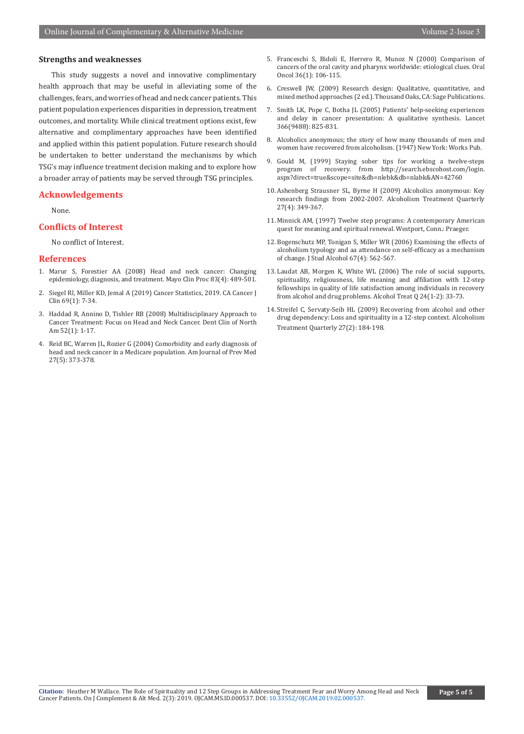### Strengths and weaknesses

This study suggests a novel and innovative complimentary health approach that may be useful in alleviating some of the challenges, fears, and worries of head and neck cancer patients. This patient population experiences disparities in depression, treatment outcomes, and mortality. While clinical treatment options exist, few alternative and complimentary approaches have been identified and applied within this patient population. Future research should be undertaken to better understand the mechanisms by which TSG's may influence treatment decision making and to explore how a broader array of patients may be served through TSG principles.

## Acknowledgements

None.

## Conflicts of Interest

No conflict of Interest.

## References

1. Marur S, Forestier AA (2008) Head and neck cancer: Changing epidemiology, diagnosis, and treatment. Mayo Clin Proc 83(4): 489-501.
2. Siegel Rl, Miller KD, Jemal A (2019) Cancer Statistics, 2019. CA Cancer J Clin 69(1): 7-34.
3. Haddad R, Annino D, Tishler RB (2008) Multidisciplinary Approach to Cancer Treatment: Focus on Head and Neck Cancer. Dent Clin of North Am 52(1): 1-17.
4. Reid BC, Warren JL, Rozier G (2004) Comorbidity and early diagnosis of head and neck cancer in a Medicare population. Am Journal of Prev Med 27(5): 373-378.
5. Franceschi S, Bidoli E, Herrero R, Munoz N (2000) Comparison of cancers of the oral cavity and pharynx worldwide: etiological clues. Oral Oncol 36(1): 106-115.
6. Creswell JW, (2009) Research design: Qualitative, quantitative, and mixed method approaches (2 ed.). Thousand Oaks, CA: Sage Publications.
7. Smith LK, Pope C, Botha JL (2005) Patients' help-seeking experiences and delay in cancer presentation: A qualitative synthesis. Lancet 366(9488): 825-831.
8. Alcoholics anonymous; the story of how many thousands of men and women have recovered from alcoholism. (1947) New York: Works Pub.
9. Gould M, (1999) Staying sober tips for working a twelve-steps program of recovery. from http://search.ebscohost.com/login.aspx?direct=true&scope=site&db=nlebk&db=nlabk&AN=42760
10. Ashenberg Strausner SL, Byrne H (2009) Alcoholics anonymous: Key research findings from 2002-2007. Alcoholism Treatment Quarterly 27(4): 349-367.
11. Minnick AM, (1997) Twelve step programs: A contemporary American quest for meaning and spiritual renewal. Westport, Conn.: Praeger.
12. Bogenschutz MP, Tonigan S, Miller WR (2006) Examining the effects of alcoholism typology and aa attendance on self-efficacy as a mechanism of change. J Stud Alcohol 67(4): 562-567.
13. Laudat AB, Morgen K, White WL (2006) The role of social supports, spirituality, religiousness, life meaning and affiliation with 12-step fellowships in quality of life satisfaction among individuals in recovery from alcohol and drug problems. Alcohol Treat Q 24(1-2): 33-73.
14. Streifel C, Servaty-Seib HL (2009) Recovering from alcohol and other drug dependency: Loss and spirituality in a 12-step context. Alcoholism Treatment Quarterly 27(2): 184-198.